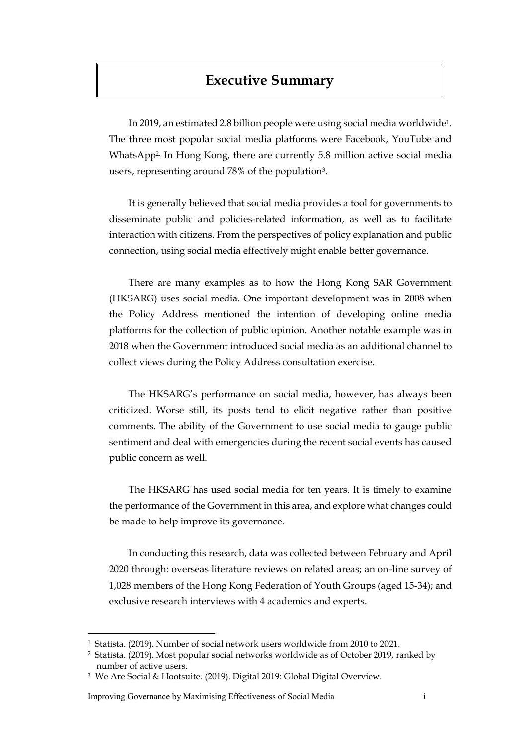# Executive Summary

In 2019, an estimated 2.8 billion people were using social media worldwide[1]. The three most popular social media platforms were Facebook, YouTube and WhatsApp[2]. In Hong Kong, there are currently 5.8 million active social media users, representing around 78% of the population[3].

It is generally believed that social media provides a tool for governments to disseminate public and policies-related information, as well as to facilitate interaction with citizens. From the perspectives of policy explanation and public connection, using social media effectively might enable better governance.

There are many examples as to how the Hong Kong SAR Government (HKSARG) uses social media. One important development was in 2008 when the Policy Address mentioned the intention of developing online media platforms for the collection of public opinion. Another notable example was in 2018 when the Government introduced social media as an additional channel to collect views during the Policy Address consultation exercise.

The HKSARG's performance on social media, however, has always been criticized. Worse still, its posts tend to elicit negative rather than positive comments. The ability of the Government to use social media to gauge public sentiment and deal with emergencies during the recent social events has caused public concern as well.

The HKSARG has used social media for ten years. It is timely to examine the performance of the Government in this area, and explore what changes could be made to help improve its governance.

In conducting this research, data was collected between February and April 2020 through: overseas literature reviews on related areas; an on-line survey of 1,028 members of the Hong Kong Federation of Youth Groups (aged 15-34); and exclusive research interviews with 4 academics and experts.

---

[1] Statista. (2019). Number of social network users worldwide from 2010 to 2021.

[2] Statista. (2019). Most popular social networks worldwide as of October 2019, ranked by number of active users.

[3] We Are Social & Hootsuite. (2019). Digital 2019: Global Digital Overview.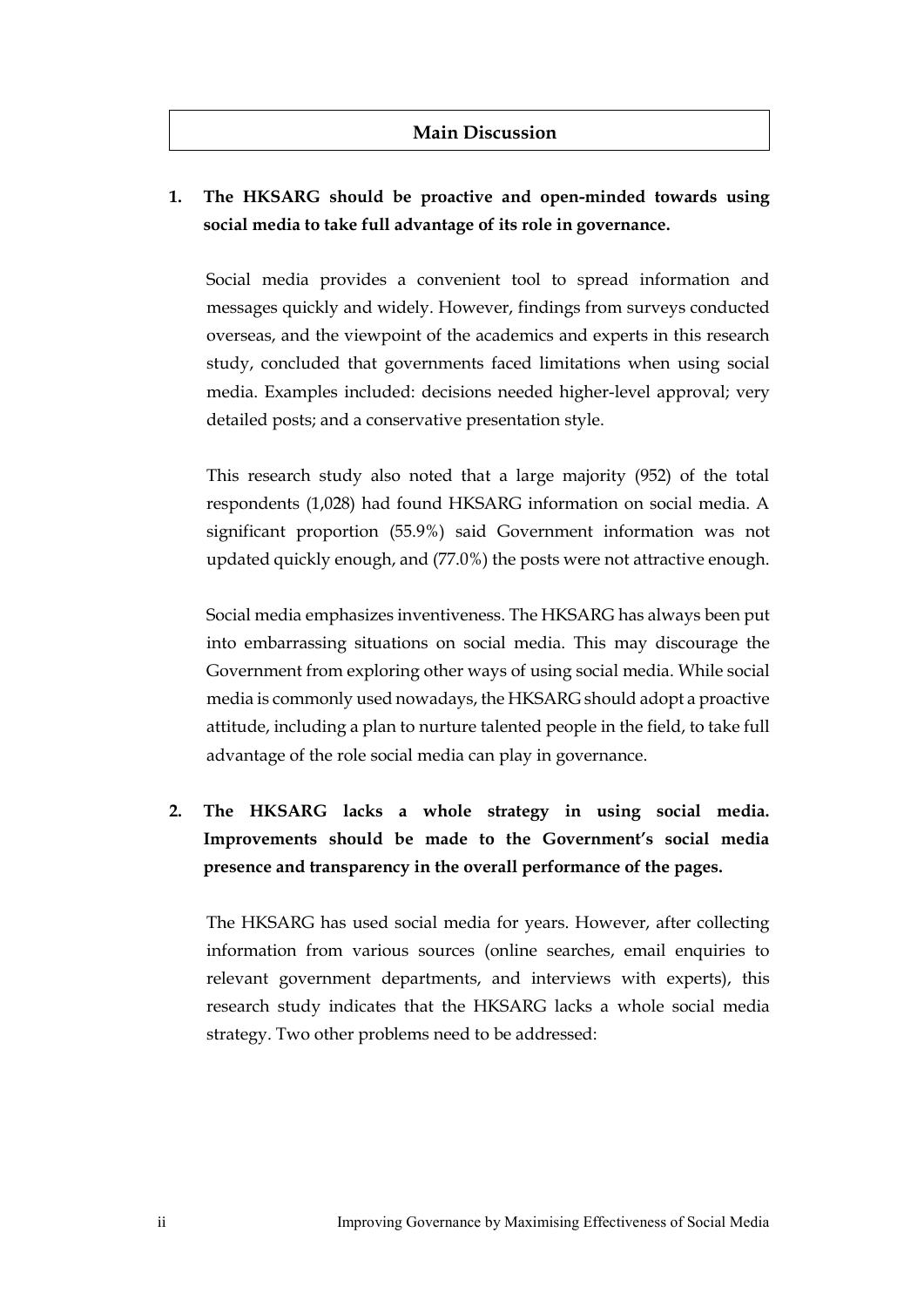## Main Discussion

**1. The HKSARG should be proactive and open-minded towards using social media to take full advantage of its role in governance.**

Social media provides a convenient tool to spread information and messages quickly and widely. However, findings from surveys conducted overseas, and the viewpoint of the academics and experts in this research study, concluded that governments faced limitations when using social media. Examples included: decisions needed higher-level approval; very detailed posts; and a conservative presentation style.

This research study also noted that a large majority (952) of the total respondents (1,028) had found HKSARG information on social media. A significant proportion (55.9%) said Government information was not updated quickly enough, and (77.0%) the posts were not attractive enough.

Social media emphasizes inventiveness. The HKSARG has always been put into embarrassing situations on social media. This may discourage the Government from exploring other ways of using social media. While social media is commonly used nowadays, the HKSARG should adopt a proactive attitude, including a plan to nurture talented people in the field, to take full advantage of the role social media can play in governance.

**2. The HKSARG lacks a whole strategy in using social media. Improvements should be made to the Government's social media presence and transparency in the overall performance of the pages.**

The HKSARG has used social media for years. However, after collecting information from various sources (online searches, email enquiries to relevant government departments, and interviews with experts), this research study indicates that the HKSARG lacks a whole social media strategy. Two other problems need to be addressed: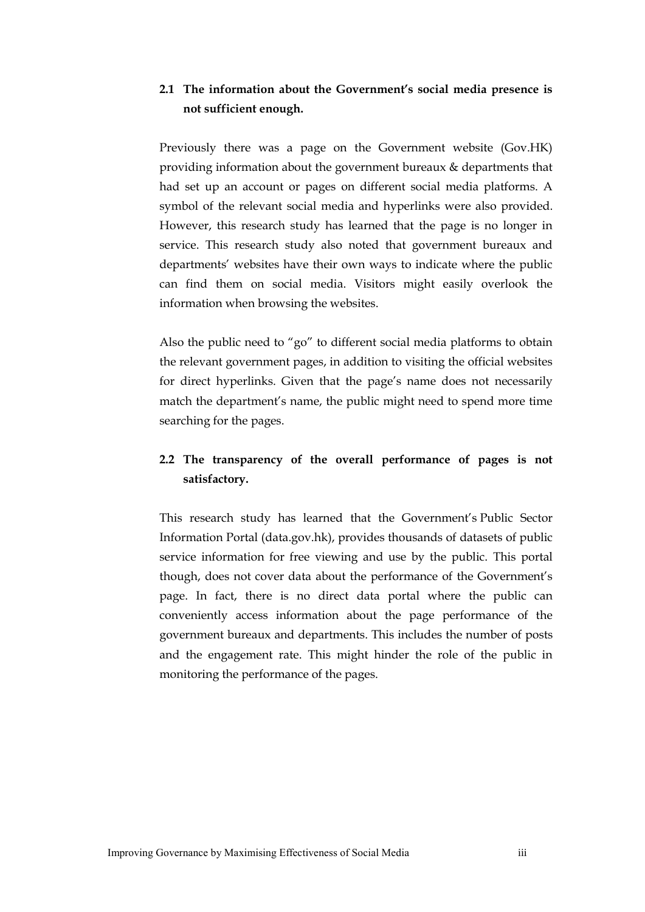### 2.1 The information about the Government's social media presence is not sufficient enough.

Previously there was a page on the Government website (Gov.HK) providing information about the government bureaux & departments that had set up an account or pages on different social media platforms. A symbol of the relevant social media and hyperlinks were also provided. However, this research study has learned that the page is no longer in service. This research study also noted that government bureaux and departments' websites have their own ways to indicate where the public can find them on social media. Visitors might easily overlook the information when browsing the websites.

Also the public need to "go" to different social media platforms to obtain the relevant government pages, in addition to visiting the official websites for direct hyperlinks. Given that the page's name does not necessarily match the department's name, the public might need to spend more time searching for the pages.

### 2.2 The transparency of the overall performance of pages is not satisfactory.

This research study has learned that the Government's Public Sector Information Portal (data.gov.hk), provides thousands of datasets of public service information for free viewing and use by the public. This portal though, does not cover data about the performance of the Government's page. In fact, there is no direct data portal where the public can conveniently access information about the page performance of the government bureaux and departments. This includes the number of posts and the engagement rate. This might hinder the role of the public in monitoring the performance of the pages.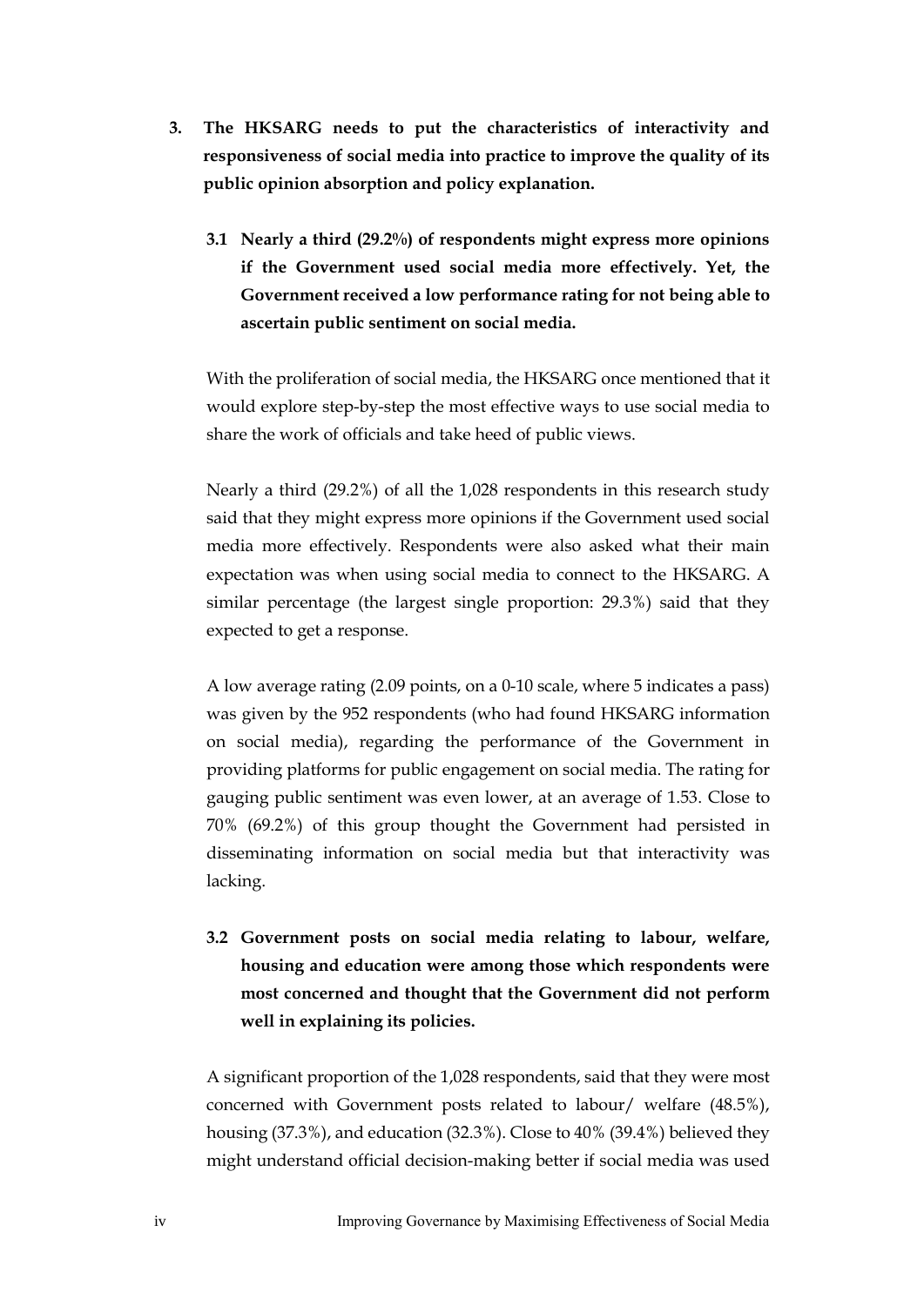3. **The HKSARG needs to put the characteristics of interactivity and responsiveness of social media into practice to improve the quality of its public opinion absorption and policy explanation.**

   3.1 **Nearly a third (29.2%) of respondents might express more opinions if the Government used social media more effectively. Yet, the Government received a low performance rating for not being able to ascertain public sentiment on social media.**

   With the proliferation of social media, the HKSARG once mentioned that it would explore step-by-step the most effective ways to use social media to share the work of officials and take heed of public views.

   Nearly a third (29.2%) of all the 1,028 respondents in this research study said that they might express more opinions if the Government used social media more effectively. Respondents were also asked what their main expectation was when using social media to connect to the HKSARG. A similar percentage (the largest single proportion: 29.3%) said that they expected to get a response.

   A low average rating (2.09 points, on a 0-10 scale, where 5 indicates a pass) was given by the 952 respondents (who had found HKSARG information on social media), regarding the performance of the Government in providing platforms for public engagement on social media. The rating for gauging public sentiment was even lower, at an average of 1.53. Close to 70% (69.2%) of this group thought the Government had persisted in disseminating information on social media but that interactivity was lacking.

   3.2 **Government posts on social media relating to labour, welfare, housing and education were among those which respondents were most concerned and thought that the Government did not perform well in explaining its policies.**

   A significant proportion of the 1,028 respondents, said that they were most concerned with Government posts related to labour/ welfare (48.5%), housing (37.3%), and education (32.3%). Close to 40% (39.4%) believed they might understand official decision-making better if social media was used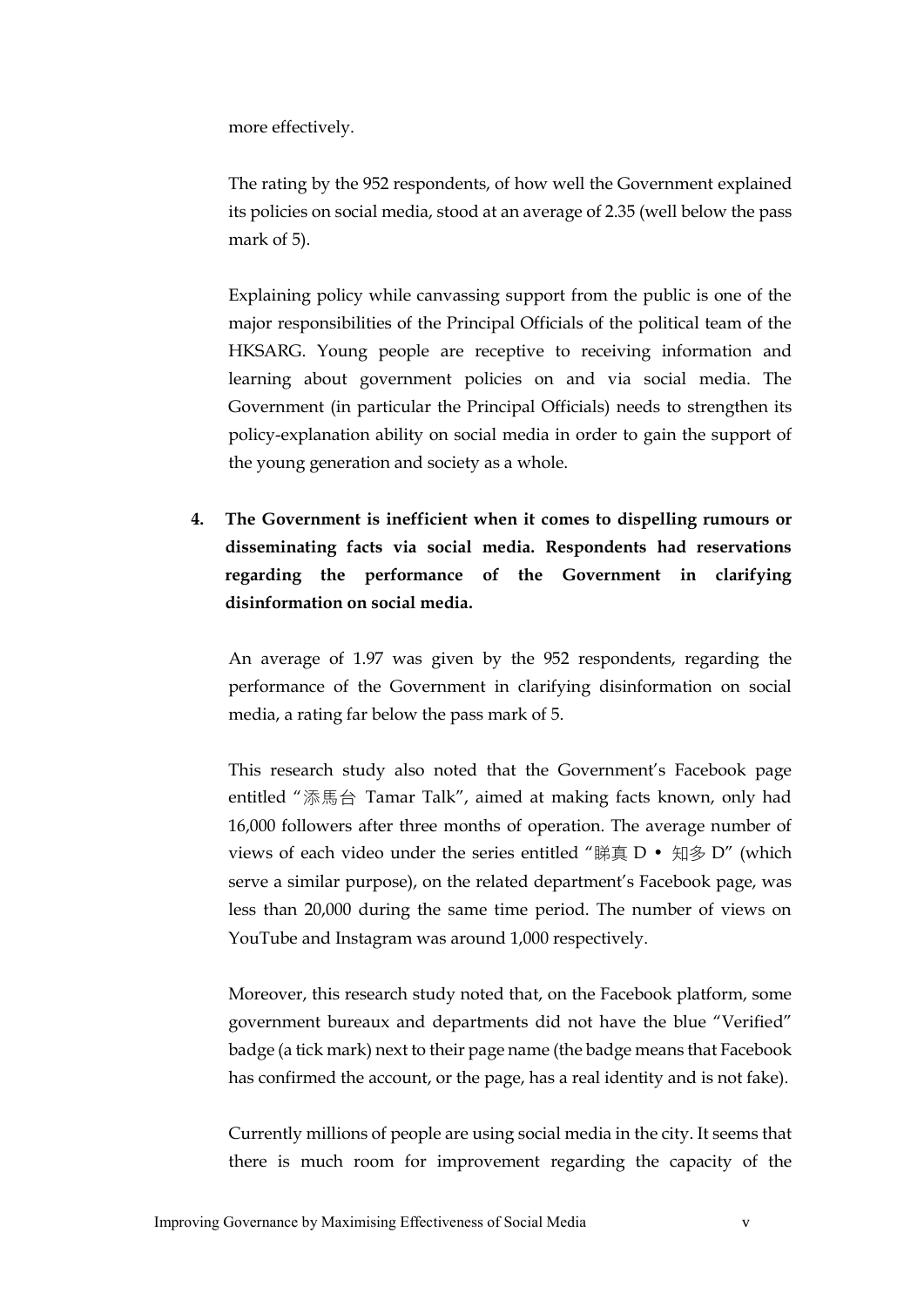more effectively.

The rating by the 952 respondents, of how well the Government explained its policies on social media, stood at an average of 2.35 (well below the pass mark of 5).

Explaining policy while canvassing support from the public is one of the major responsibilities of the Principal Officials of the political team of the HKSARG. Young people are receptive to receiving information and learning about government policies on and via social media. The Government (in particular the Principal Officials) needs to strengthen its policy-explanation ability on social media in order to gain the support of the young generation and society as a whole.

4. **The Government is inefficient when it comes to dispelling rumours or disseminating facts via social media. Respondents had reservations regarding the performance of the Government in clarifying disinformation on social media.**

An average of 1.97 was given by the 952 respondents, regarding the performance of the Government in clarifying disinformation on social media, a rating far below the pass mark of 5.

This research study also noted that the Government's Facebook page entitled "添馬台 Tamar Talk", aimed at making facts known, only had 16,000 followers after three months of operation. The average number of views of each video under the series entitled "睇真 D • 知多 D" (which serve a similar purpose), on the related department's Facebook page, was less than 20,000 during the same time period. The number of views on YouTube and Instagram was around 1,000 respectively.

Moreover, this research study noted that, on the Facebook platform, some government bureaux and departments did not have the blue "Verified" badge (a tick mark) next to their page name (the badge means that Facebook has confirmed the account, or the page, has a real identity and is not fake).

Currently millions of people are using social media in the city. It seems that there is much room for improvement regarding the capacity of the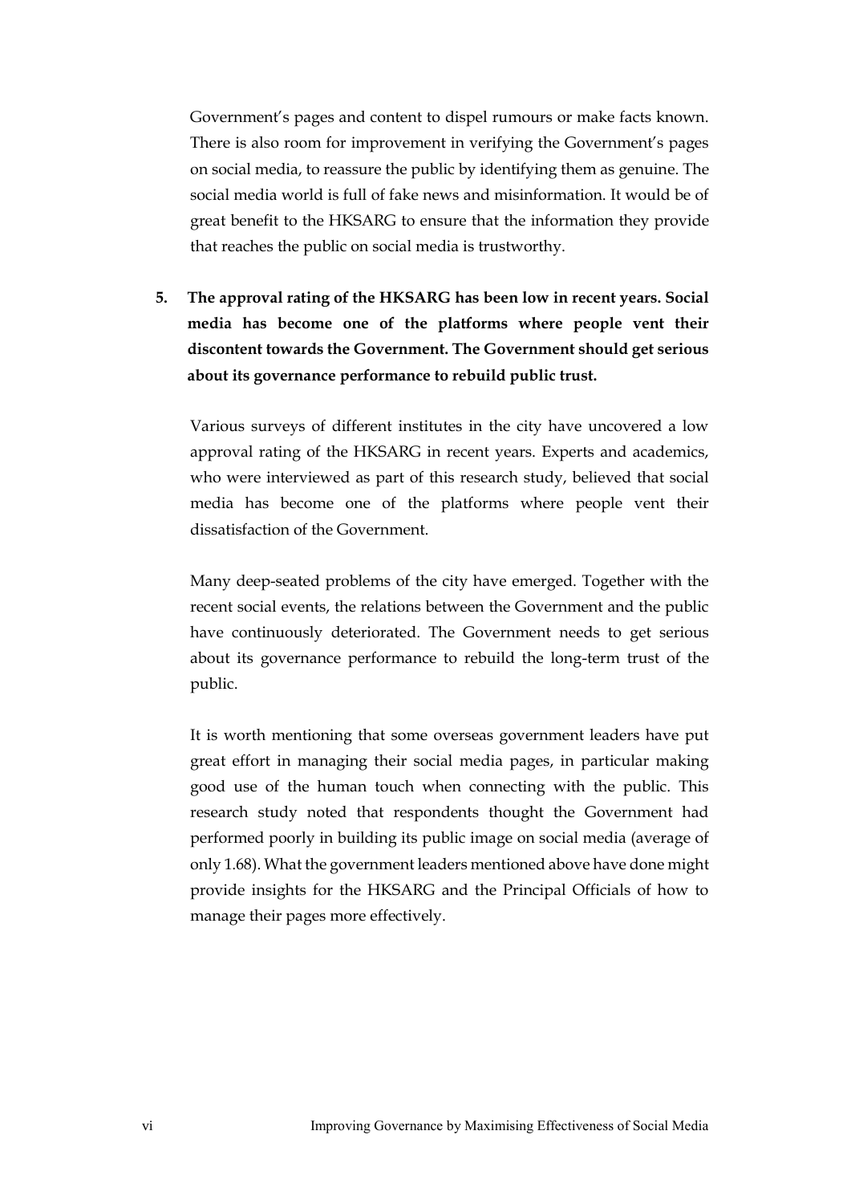Government's pages and content to dispel rumours or make facts known. There is also room for improvement in verifying the Government's pages on social media, to reassure the public by identifying them as genuine. The social media world is full of fake news and misinformation. It would be of great benefit to the HKSARG to ensure that the information they provide that reaches the public on social media is trustworthy.

5. **The approval rating of the HKSARG has been low in recent years. Social media has become one of the platforms where people vent their discontent towards the Government. The Government should get serious about its governance performance to rebuild public trust.**

   Various surveys of different institutes in the city have uncovered a low approval rating of the HKSARG in recent years. Experts and academics, who were interviewed as part of this research study, believed that social media has become one of the platforms where people vent their dissatisfaction of the Government.

   Many deep-seated problems of the city have emerged. Together with the recent social events, the relations between the Government and the public have continuously deteriorated. The Government needs to get serious about its governance performance to rebuild the long-term trust of the public.

   It is worth mentioning that some overseas government leaders have put great effort in managing their social media pages, in particular making good use of the human touch when connecting with the public. This research study noted that respondents thought the Government had performed poorly in building its public image on social media (average of only 1.68). What the government leaders mentioned above have done might provide insights for the HKSARG and the Principal Officials of how to manage their pages more effectively.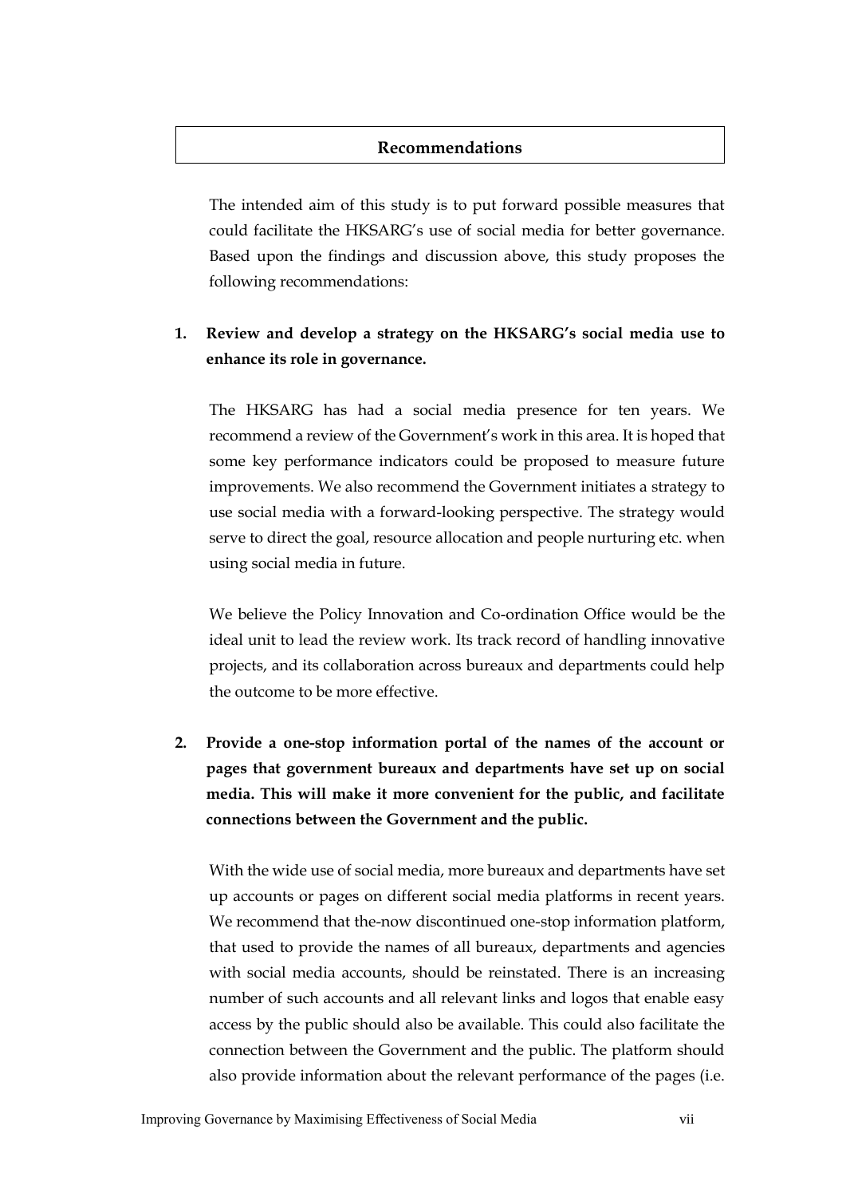## Recommendations

The intended aim of this study is to put forward possible measures that could facilitate the HKSARG's use of social media for better governance. Based upon the findings and discussion above, this study proposes the following recommendations:

1. **Review and develop a strategy on the HKSARG's social media use to enhance its role in governance.**

   The HKSARG has had a social media presence for ten years. We recommend a review of the Government's work in this area. It is hoped that some key performance indicators could be proposed to measure future improvements. We also recommend the Government initiates a strategy to use social media with a forward-looking perspective. The strategy would serve to direct the goal, resource allocation and people nurturing etc. when using social media in future.

   We believe the Policy Innovation and Co-ordination Office would be the ideal unit to lead the review work. Its track record of handling innovative projects, and its collaboration across bureaux and departments could help the outcome to be more effective.

2. **Provide a one-stop information portal of the names of the account or pages that government bureaux and departments have set up on social media. This will make it more convenient for the public, and facilitate connections between the Government and the public.**

   With the wide use of social media, more bureaux and departments have set up accounts or pages on different social media platforms in recent years. We recommend that the-now discontinued one-stop information platform, that used to provide the names of all bureaux, departments and agencies with social media accounts, should be reinstated. There is an increasing number of such accounts and all relevant links and logos that enable easy access by the public should also be available. This could also facilitate the connection between the Government and the public. The platform should also provide information about the relevant performance of the pages (i.e.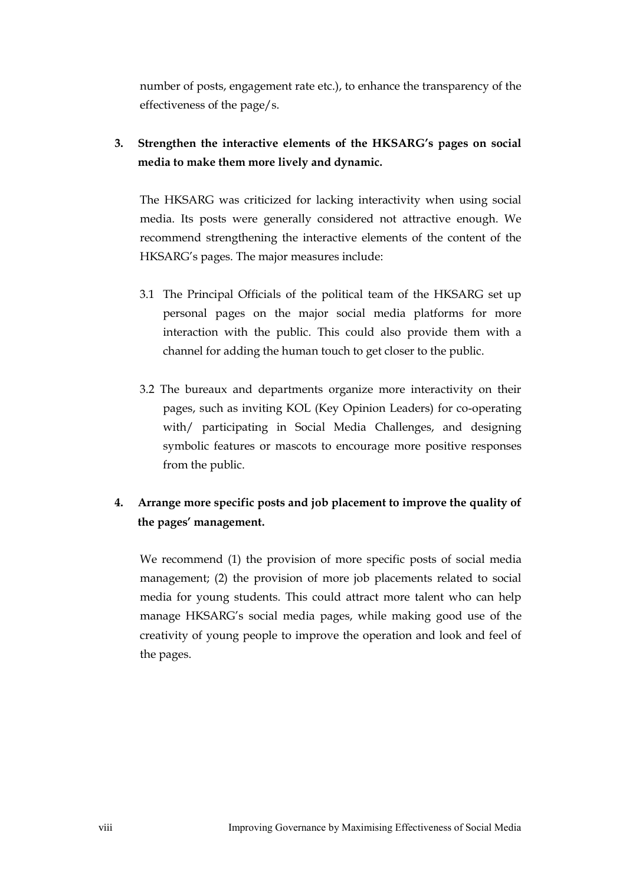number of posts, engagement rate etc.), to enhance the transparency of the effectiveness of the page/s.

**3. Strengthen the interactive elements of the HKSARG's pages on social media to make them more lively and dynamic.**

The HKSARG was criticized for lacking interactivity when using social media. Its posts were generally considered not attractive enough. We recommend strengthening the interactive elements of the content of the HKSARG's pages. The major measures include:

3.1 The Principal Officials of the political team of the HKSARG set up personal pages on the major social media platforms for more interaction with the public. This could also provide them with a channel for adding the human touch to get closer to the public.

3.2 The bureaux and departments organize more interactivity on their pages, such as inviting KOL (Key Opinion Leaders) for co-operating with/ participating in Social Media Challenges, and designing symbolic features or mascots to encourage more positive responses from the public.

**4. Arrange more specific posts and job placement to improve the quality of the pages' management.**

We recommend (1) the provision of more specific posts of social media management; (2) the provision of more job placements related to social media for young students. This could attract more talent who can help manage HKSARG's social media pages, while making good use of the creativity of young people to improve the operation and look and feel of the pages.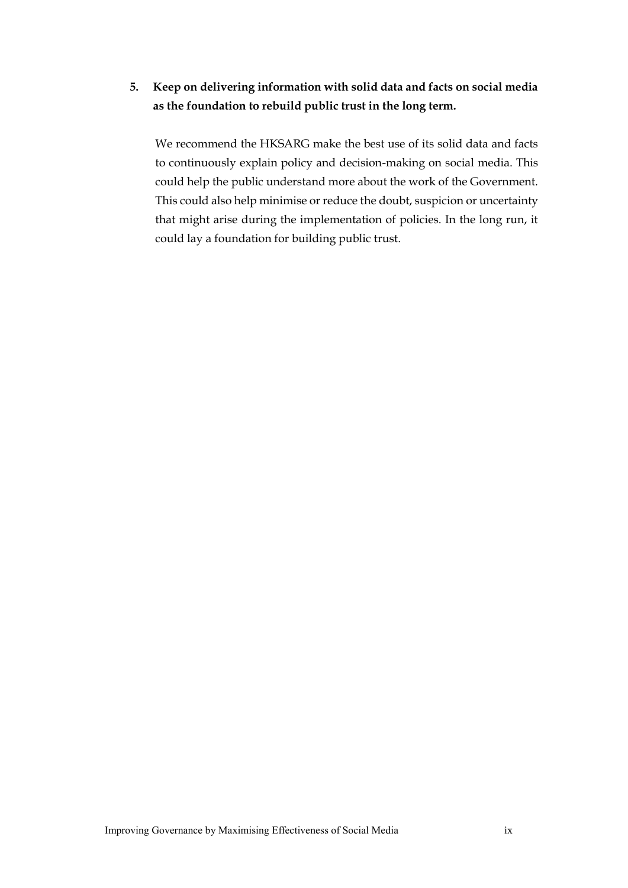5. **Keep on delivering information with solid data and facts on social media as the foundation to rebuild public trust in the long term.**

   We recommend the HKSARG make the best use of its solid data and facts to continuously explain policy and decision-making on social media. This could help the public understand more about the work of the Government. This could also help minimise or reduce the doubt, suspicion or uncertainty that might arise during the implementation of policies. In the long run, it could lay a foundation for building public trust.